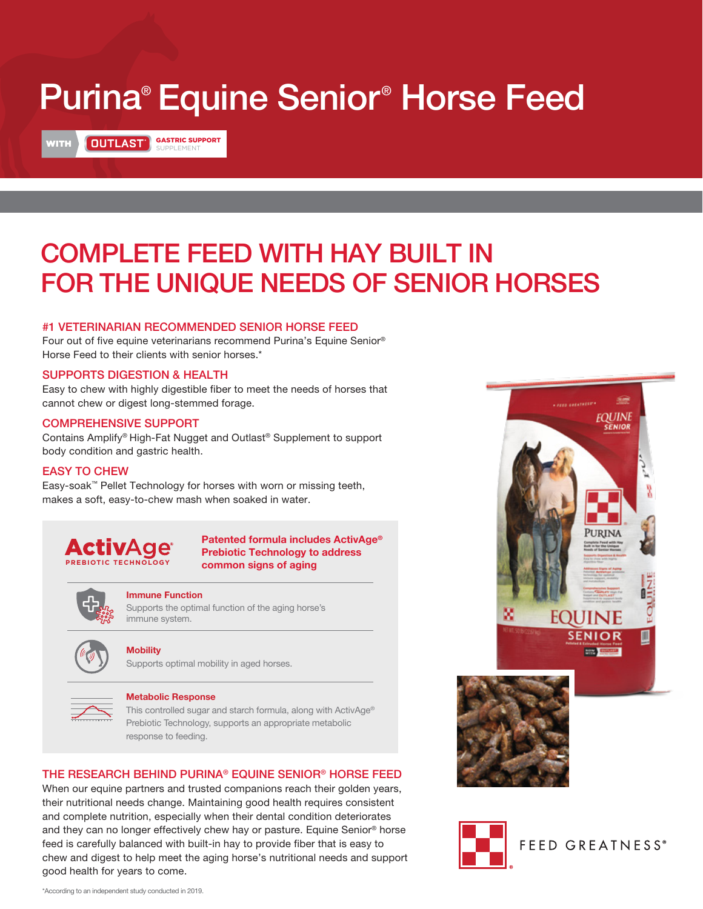# Purina® Equine Senior® Horse Feed

WITH OUTLAST® GASTRIC SUPPORT SUPPLEMENT

## COMPLETE FEED WITH HAY BUILT IN FOR THE UNIQUE NEEDS OF SENIOR HORSES

### #1 VETERINARIAN RECOMMENDED SENIOR HORSE FEED

Four out of five equine veterinarians recommend Purina's Equine Senior® Horse Feed to their clients with senior horses.*

### SUPPORTS DIGESTION & HEALTH

Easy to chew with highly digestible fiber to meet the needs of horses that cannot chew or digest long-stemmed forage.

### COMPREHENSIVE SUPPORT

Contains Amplify® High-Fat Nugget and Outlast® Supplement to support body condition and gastric health.

### EASY TO CHEW

Easy-soak™ Pellet Technology for horses with worn or missing teeth, makes a soft, easy-to-chew mash when soaked in water.

**ActivAge® PREBIOTIC TECHNOLOGY**

**Patented formula includes ActivAge® Prebiotic Technology to address common signs of aging**

**Immune Function**
Supports the optimal function of the aging horse's immune system.

**Mobility**
Supports optimal mobility in aged horses.

**Metabolic Response**
This controlled sugar and starch formula, along with ActivAge® Prebiotic Technology, supports an appropriate metabolic response to feeding.

### THE RESEARCH BEHIND PURINA® EQUINE SENIOR® HORSE FEED

When our equine partners and trusted companions reach their golden years, their nutritional needs change. Maintaining good health requires consistent and complete nutrition, especially when their dental condition deteriorates and they can no longer effectively chew hay or pasture. Equine Senior® horse feed is carefully balanced with built-in hay to provide fiber that is easy to chew and digest to help meet the aging horse's nutritional needs and support good health for years to come.

FEED GREATNESS®

*According to an independent study conducted in 2019.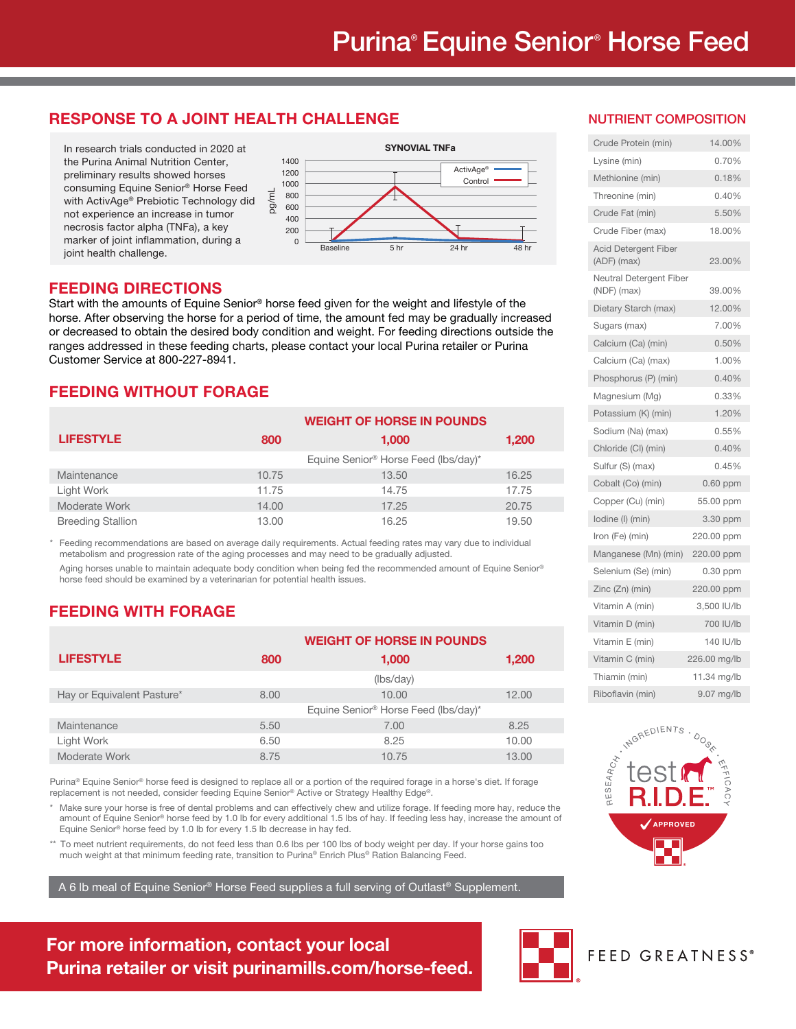# Purina® Equine Senior® Horse Feed

## RESPONSE TO A JOINT HEALTH CHALLENGE

In research trials conducted in 2020 at the Purina Animal Nutrition Center, preliminary results showed horses consuming Equine Senior® Horse Feed with ActivAge® Prebiotic Technology did not experience an increase in tumor necrosis factor alpha (TNFa), a key marker of joint inflammation, during a joint health challenge.

SYNOVIAL TNFa

pg/mL

1400
1200
1000
800
600
400
200
0

Baseline
5 hr
24 hr
48 hr

ActivAge®
Control

## FEEDING DIRECTIONS

Start with the amounts of Equine Senior® horse feed given for the weight and lifestyle of the horse. After observing the horse for a period of time, the amount fed may be gradually increased or decreased to obtain the desired body condition and weight. For feeding directions outside the ranges addressed in these feeding charts, please contact your local Purina retailer or Purina Customer Service at 800-227-8941.

## FEEDING WITHOUT FORAGE

| LIFESTYLE | WEIGHT OF HORSE IN POUNDS | | |
|---|---|---|---|
| | 800 | 1,000 | 1,200 |
| | Equine Senior® Horse Feed (lbs/day)* | | |
| Maintenance | 10.75 | 13.50 | 16.25 |
| Light Work | 11.75 | 14.75 | 17.75 |
| Moderate Work | 14.00 | 17.25 | 20.75 |
| Breeding Stallion | 13.00 | 16.25 | 19.50 |

* Feeding recommendations are based on average daily requirements. Actual feeding rates may vary due to individual metabolism and progression rate of the aging processes and may need to be gradually adjusted.

Aging horses unable to maintain adequate body condition when being fed the recommended amount of Equine Senior® horse feed should be examined by a veterinarian for potential health issues.

## FEEDING WITH FORAGE

| LIFESTYLE | WEIGHT OF HORSE IN POUNDS | | |
|---|---|---|---|
| | 800 | 1,000 | 1,200 |
| | (lbs/day) | | |
| Hay or Equivalent Pasture* | 8.00 | 10.00 | 12.00 |
| | Equine Senior® Horse Feed (lbs/day)* | | |
| Maintenance | 5.50 | 7.00 | 8.25 |
| Light Work | 6.50 | 8.25 | 10.00 |
| Moderate Work | 8.75 | 10.75 | 13.00 |

Purina® Equine Senior® horse feed is designed to replace all or a portion of the required forage in a horse's diet. If forage replacement is not needed, consider feeding Equine Senior® Active or Strategy Healthy Edge®.

* Make sure your horse is free of dental problems and can effectively chew and utilize forage. If feeding more hay, reduce the amount of Equine Senior® horse feed by 1.0 lb for every additional 1.5 lbs of hay. If feeding less hay, increase the amount of Equine Senior® horse feed by 1.0 lb for every 1.5 lb decrease in hay fed.

** To meet nutrient requirements, do not feed less than 0.6 lbs per 100 lbs of body weight per day. If your horse gains too much weight at that minimum feeding rate, transition to Purina® Enrich Plus® Ration Balancing Feed.

A 6 lb meal of Equine Senior® Horse Feed supplies a full serving of Outlast® Supplement.

## NUTRIENT COMPOSITION

| | |
|---|---|
| Crude Protein (min) | 14.00% |
| Lysine (min) | 0.70% |
| Methionine (min) | 0.18% |
| Threonine (min) | 0.40% |
| Crude Fat (min) | 5.50% |
| Crude Fiber (max) | 18.00% |
| Acid Detergent Fiber (ADF) (max) | 23.00% |
| Neutral Detergent Fiber (NDF) (max) | 39.00% |
| Dietary Starch (max) | 12.00% |
| Sugars (max) | 7.00% |
| Calcium (Ca) (min) | 0.50% |
| Calcium (Ca) (max) | 1.00% |
| Phosphorus (P) (min) | 0.40% |
| Magnesium (Mg) | 0.33% |
| Potassium (K) (min) | 1.20% |
| Sodium (Na) (max) | 0.55% |
| Chloride (Cl) (min) | 0.40% |
| Sulfur (S) (max) | 0.45% |
| Cobalt (Co) (min) | 0.60 ppm |
| Copper (Cu) (min) | 55.00 ppm |
| Iodine (I) (min) | 3.30 ppm |
| Iron (Fe) (min) | 220.00 ppm |
| Manganese (Mn) (min) | 220.00 ppm |
| Selenium (Se) (min) | 0.30 ppm |
| Zinc (Zn) (min) | 220.00 ppm |
| Vitamin A (min) | 3,500 IU/lb |
| Vitamin D (min) | 700 IU/lb |
| Vitamin E (min) | 140 IU/lb |
| Vitamin C (min) | 226.00 mg/lb |
| Thiamin (min) | 11.34 mg/lb |
| Riboflavin (min) | 9.07 mg/lb |

INGREDIENTS · DOSE · EFFICACY · RESEARCH · test R.I.D.E.™ APPROVED

**For more information, contact your local Purina retailer or visit purinamills.com/horse-feed.**

FEED GREATNESS®